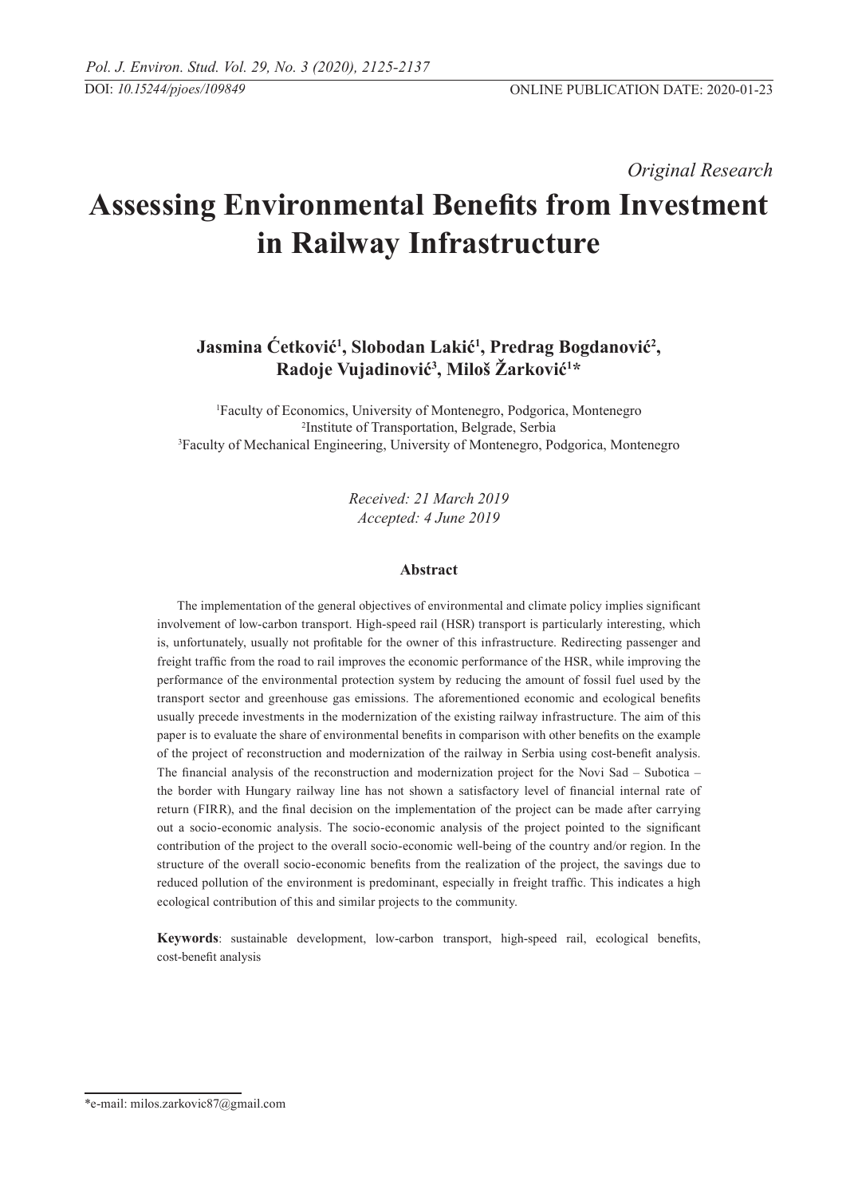DOI: *10.15244/pjoes/109849*

ONLINE PUBLICATION DATE: 2020-01-23

*Original Research*

# Assessing Environmental Benefits from Investment in Railway Infrastructure

**Jasmina Ćetković[1], Slobodan Lakić[1], Predrag Bogdanović[2], Radoje Vujadinović[3], Miloš Žarković[1]***

[1]Faculty of Economics, University of Montenegro, Podgorica, Montenegro
[2]Institute of Transportation, Belgrade, Serbia
[3]Faculty of Mechanical Engineering, University of Montenegro, Podgorica, Montenegro

*Received: 21 March 2019*
*Accepted: 4 June 2019*

## Abstract

The implementation of the general objectives of environmental and climate policy implies significant involvement of low-carbon transport. High-speed rail (HSR) transport is particularly interesting, which is, unfortunately, usually not profitable for the owner of this infrastructure. Redirecting passenger and freight traffic from the road to rail improves the economic performance of the HSR, while improving the performance of the environmental protection system by reducing the amount of fossil fuel used by the transport sector and greenhouse gas emissions. The aforementioned economic and ecological benefits usually precede investments in the modernization of the existing railway infrastructure. The aim of this paper is to evaluate the share of environmental benefits in comparison with other benefits on the example of the project of reconstruction and modernization of the railway in Serbia using cost-benefit analysis. The financial analysis of the reconstruction and modernization project for the Novi Sad – Subotica – the border with Hungary railway line has not shown a satisfactory level of financial internal rate of return (FIRR), and the final decision on the implementation of the project can be made after carrying out a socio-economic analysis. The socio-economic analysis of the project pointed to the significant contribution of the project to the overall socio-economic well-being of the country and/or region. In the structure of the overall socio-economic benefits from the realization of the project, the savings due to reduced pollution of the environment is predominant, especially in freight traffic. This indicates a high ecological contribution of this and similar projects to the community.

**Keywords**: sustainable development, low-carbon transport, high-speed rail, ecological benefits, cost-benefit analysis

*e-mail: milos.zarkovic87@gmail.com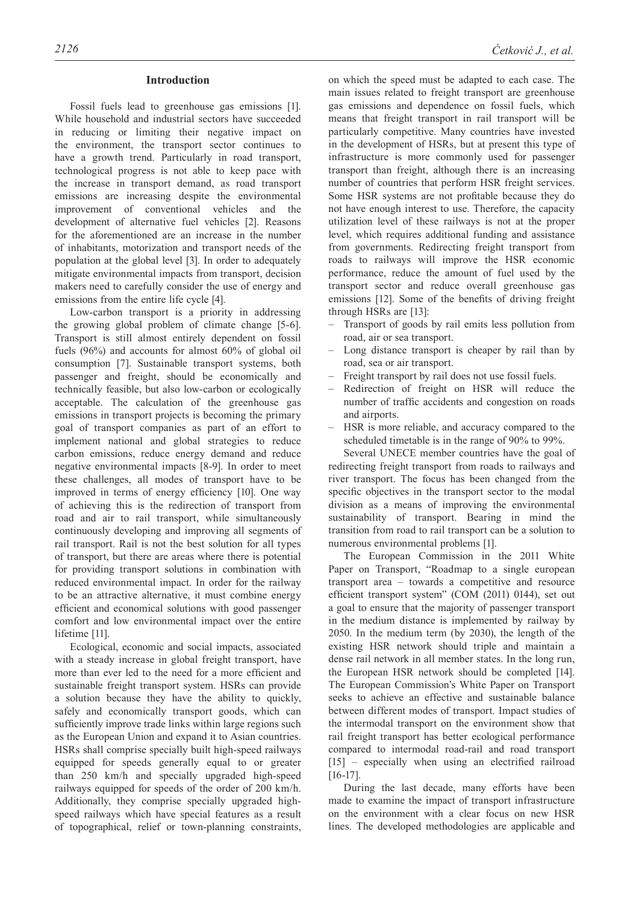## Introduction

Fossil fuels lead to greenhouse gas emissions [1]. While household and industrial sectors have succeeded in reducing or limiting their negative impact on the environment, the transport sector continues to have a growth trend. Particularly in road transport, technological progress is not able to keep pace with the increase in transport demand, as road transport emissions are increasing despite the environmental improvement of conventional vehicles and the development of alternative fuel vehicles [2]. Reasons for the aforementioned are an increase in the number of inhabitants, motorization and transport needs of the population at the global level [3]. In order to adequately mitigate environmental impacts from transport, decision makers need to carefully consider the use of energy and emissions from the entire life cycle [4].

Low-carbon transport is a priority in addressing the growing global problem of climate change [5-6]. Transport is still almost entirely dependent on fossil fuels (96%) and accounts for almost 60% of global oil consumption [7]. Sustainable transport systems, both passenger and freight, should be economically and technically feasible, but also low-carbon or ecologically acceptable. The calculation of the greenhouse gas emissions in transport projects is becoming the primary goal of transport companies as part of an effort to implement national and global strategies to reduce carbon emissions, reduce energy demand and reduce negative environmental impacts [8-9]. In order to meet these challenges, all modes of transport have to be improved in terms of energy efficiency [10]. One way of achieving this is the redirection of transport from road and air to rail transport, while simultaneously continuously developing and improving all segments of rail transport. Rail is not the best solution for all types of transport, but there are areas where there is potential for providing transport solutions in combination with reduced environmental impact. In order for the railway to be an attractive alternative, it must combine energy efficient and economical solutions with good passenger comfort and low environmental impact over the entire lifetime [11].

Ecological, economic and social impacts, associated with a steady increase in global freight transport, have more than ever led to the need for a more efficient and sustainable freight transport system. HSRs can provide a solution because they have the ability to quickly, safely and economically transport goods, which can sufficiently improve trade links within large regions such as the European Union and expand it to Asian countries. HSRs shall comprise specially built high-speed railways equipped for speeds generally equal to or greater than 250 km/h and specially upgraded high-speed railways equipped for speeds of the order of 200 km/h. Additionally, they comprise specially upgraded high-speed railways which have special features as a result of topographical, relief or town-planning constraints, on which the speed must be adapted to each case. The main issues related to freight transport are greenhouse gas emissions and dependence on fossil fuels, which means that freight transport in rail transport will be particularly competitive. Many countries have invested in the development of HSRs, but at present this type of infrastructure is more commonly used for passenger transport than freight, although there is an increasing number of countries that perform HSR freight services. Some HSR systems are not profitable because they do not have enough interest to use. Therefore, the capacity utilization level of these railways is not at the proper level, which requires additional funding and assistance from governments. Redirecting freight transport from roads to railways will improve the HSR economic performance, reduce the amount of fuel used by the transport sector and reduce overall greenhouse gas emissions [12]. Some of the benefits of driving freight through HSRs are [13]:

- Transport of goods by rail emits less pollution from road, air or sea transport.
- Long distance transport is cheaper by rail than by road, sea or air transport.
- Freight transport by rail does not use fossil fuels.
- Redirection of freight on HSR will reduce the number of traffic accidents and congestion on roads and airports.
- HSR is more reliable, and accuracy compared to the scheduled timetable is in the range of 90% to 99%.

Several UNECE member countries have the goal of redirecting freight transport from roads to railways and river transport. The focus has been changed from the specific objectives in the transport sector to the modal division as a means of improving the environmental sustainability of transport. Bearing in mind the transition from road to rail transport can be a solution to numerous environmental problems [1].

The European Commission in the 2011 White Paper on Transport, "Roadmap to a single european transport area – towards a competitive and resource efficient transport system" (COM (2011) 0144), set out a goal to ensure that the majority of passenger transport in the medium distance is implemented by railway by 2050. In the medium term (by 2030), the length of the existing HSR network should triple and maintain a dense rail network in all member states. In the long run, the European HSR network should be completed [14]. The European Commission's White Paper on Transport seeks to achieve an effective and sustainable balance between different modes of transport. Impact studies of the intermodal transport on the environment show that rail freight transport has better ecological performance compared to intermodal road-rail and road transport [15] – especially when using an electrified railroad [16-17].

During the last decade, many efforts have been made to examine the impact of transport infrastructure on the environment with a clear focus on new HSR lines. The developed methodologies are applicable and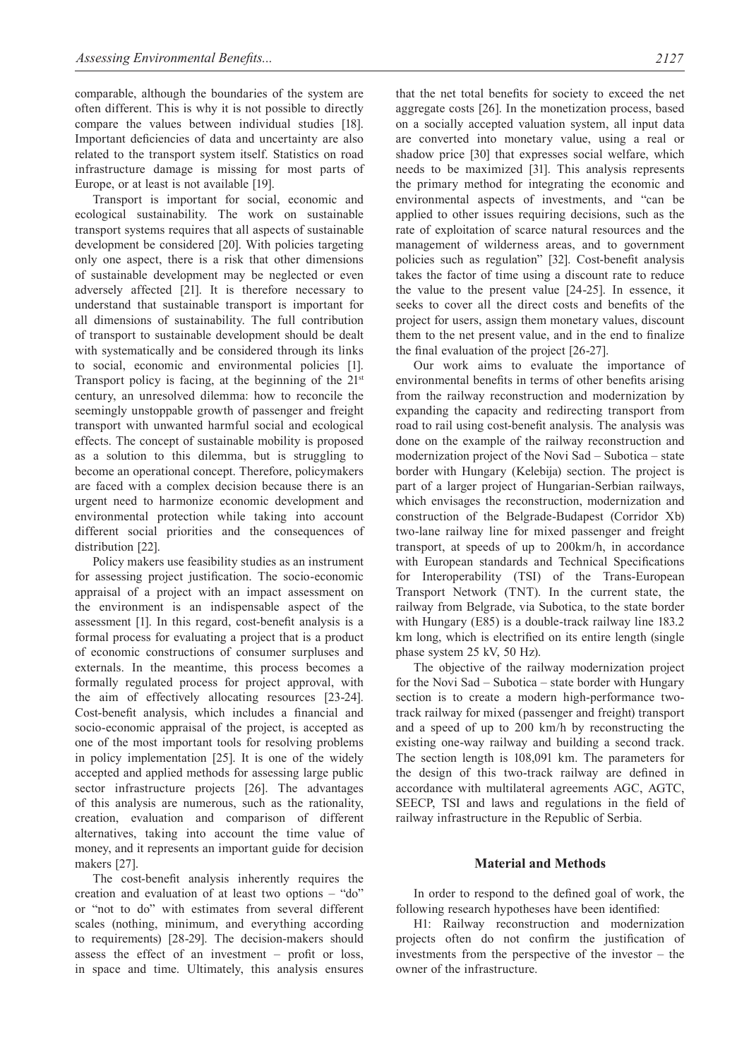comparable, although the boundaries of the system are often different. This is why it is not possible to directly compare the values between individual studies [18]. Important deficiencies of data and uncertainty are also related to the transport system itself. Statistics on road infrastructure damage is missing for most parts of Europe, or at least is not available [19].

Transport is important for social, economic and ecological sustainability. The work on sustainable transport systems requires that all aspects of sustainable development be considered [20]. With policies targeting only one aspect, there is a risk that other dimensions of sustainable development may be neglected or even adversely affected [21]. It is therefore necessary to understand that sustainable transport is important for all dimensions of sustainability. The full contribution of transport to sustainable development should be dealt with systematically and be considered through its links to social, economic and environmental policies [1]. Transport policy is facing, at the beginning of the 21st century, an unresolved dilemma: how to reconcile the seemingly unstoppable growth of passenger and freight transport with unwanted harmful social and ecological effects. The concept of sustainable mobility is proposed as a solution to this dilemma, but is struggling to become an operational concept. Therefore, policymakers are faced with a complex decision because there is an urgent need to harmonize economic development and environmental protection while taking into account different social priorities and the consequences of distribution [22].

Policy makers use feasibility studies as an instrument for assessing project justification. The socio-economic appraisal of a project with an impact assessment on the environment is an indispensable aspect of the assessment [1]. In this regard, cost-benefit analysis is a formal process for evaluating a project that is a product of economic constructions of consumer surpluses and externals. In the meantime, this process becomes a formally regulated process for project approval, with the aim of effectively allocating resources [23-24]. Cost-benefit analysis, which includes a financial and socio-economic appraisal of the project, is accepted as one of the most important tools for resolving problems in policy implementation [25]. It is one of the widely accepted and applied methods for assessing large public sector infrastructure projects [26]. The advantages of this analysis are numerous, such as the rationality, creation, evaluation and comparison of different alternatives, taking into account the time value of money, and it represents an important guide for decision makers [27].

The cost-benefit analysis inherently requires the creation and evaluation of at least two options – "do" or "not to do" with estimates from several different scales (nothing, minimum, and everything according to requirements) [28-29]. The decision-makers should assess the effect of an investment – profit or loss, in space and time. Ultimately, this analysis ensures that the net total benefits for society to exceed the net aggregate costs [26]. In the monetization process, based on a socially accepted valuation system, all input data are converted into monetary value, using a real or shadow price [30] that expresses social welfare, which needs to be maximized [31]. This analysis represents the primary method for integrating the economic and environmental aspects of investments, and "can be applied to other issues requiring decisions, such as the rate of exploitation of scarce natural resources and the management of wilderness areas, and to government policies such as regulation" [32]. Cost-benefit analysis takes the factor of time using a discount rate to reduce the value to the present value [24-25]. In essence, it seeks to cover all the direct costs and benefits of the project for users, assign them monetary values, discount them to the net present value, and in the end to finalize the final evaluation of the project [26-27].

Our work aims to evaluate the importance of environmental benefits in terms of other benefits arising from the railway reconstruction and modernization by expanding the capacity and redirecting transport from road to rail using cost-benefit analysis. The analysis was done on the example of the railway reconstruction and modernization project of the Novi Sad – Subotica – state border with Hungary (Kelebija) section. The project is part of a larger project of Hungarian-Serbian railways, which envisages the reconstruction, modernization and construction of the Belgrade-Budapest (Corridor Xb) two-lane railway line for mixed passenger and freight transport, at speeds of up to 200km/h, in accordance with European standards and Technical Specifications for Interoperability (TSI) of the Trans-European Transport Network (TNT). In the current state, the railway from Belgrade, via Subotica, to the state border with Hungary (E85) is a double-track railway line 183.2 km long, which is electrified on its entire length (single phase system 25 kV, 50 Hz).

The objective of the railway modernization project for the Novi Sad – Subotica – state border with Hungary section is to create a modern high-performance two-track railway for mixed (passenger and freight) transport and a speed of up to 200 km/h by reconstructing the existing one-way railway and building a second track. The section length is 108,091 km. The parameters for the design of this two-track railway are defined in accordance with multilateral agreements AGC, AGTC, SEECP, TSI and laws and regulations in the field of railway infrastructure in the Republic of Serbia.

## Material and Methods

In order to respond to the defined goal of work, the following research hypotheses have been identified:

H1: Railway reconstruction and modernization projects often do not confirm the justification of investments from the perspective of the investor – the owner of the infrastructure.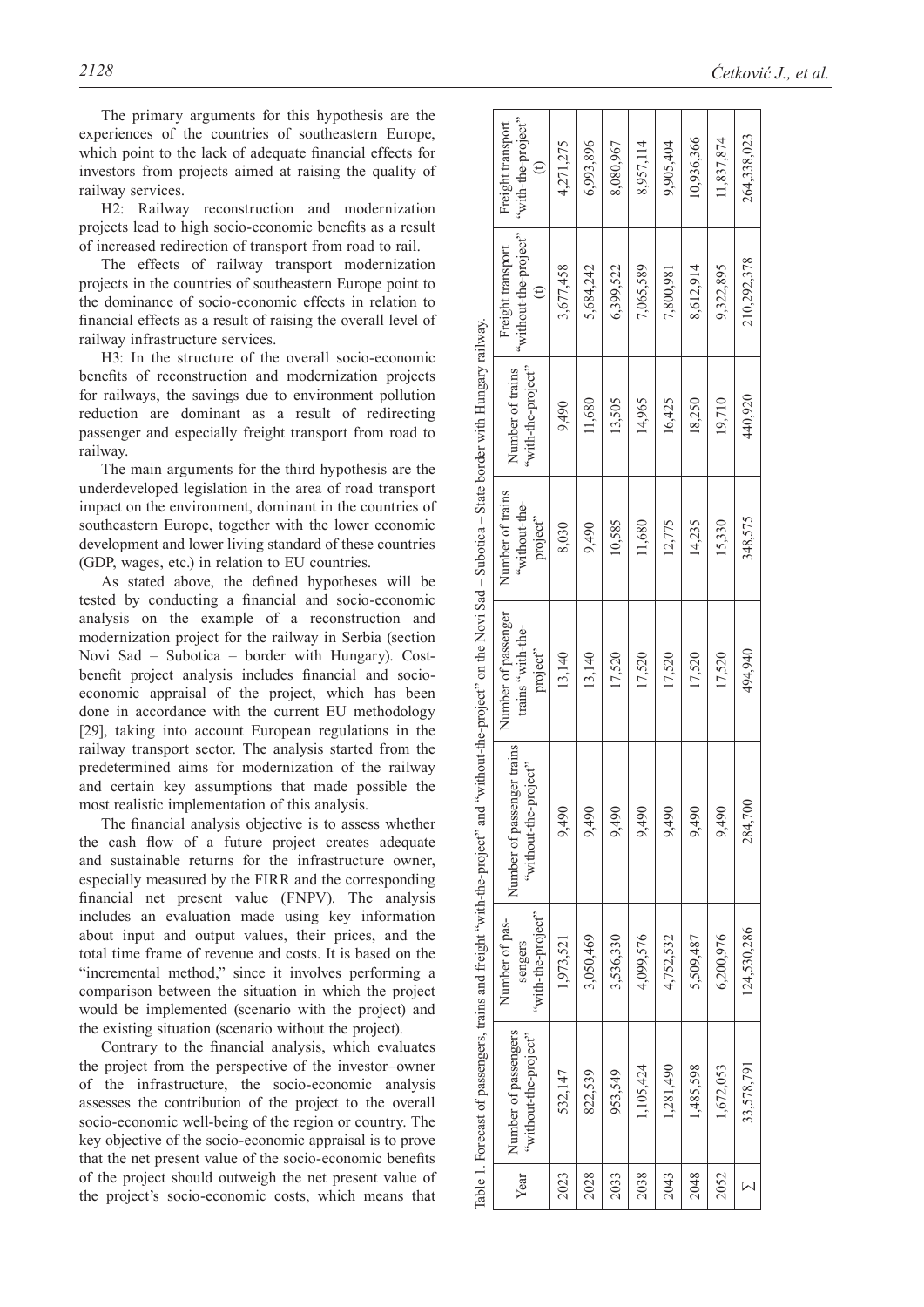The primary arguments for this hypothesis are the experiences of the countries of southeastern Europe, which point to the lack of adequate financial effects for investors from projects aimed at raising the quality of railway services.

H2: Railway reconstruction and modernization projects lead to high socio-economic benefits as a result of increased redirection of transport from road to rail.

The effects of railway transport modernization projects in the countries of southeastern Europe point to the dominance of socio-economic effects in relation to financial effects as a result of raising the overall level of railway infrastructure services.

H3: In the structure of the overall socio-economic benefits of reconstruction and modernization projects for railways, the savings due to environment pollution reduction are dominant as a result of redirecting passenger and especially freight transport from road to railway.

The main arguments for the third hypothesis are the underdeveloped legislation in the area of road transport impact on the environment, dominant in the countries of southeastern Europe, together with the lower economic development and lower living standard of these countries (GDP, wages, etc.) in relation to EU countries.

As stated above, the defined hypotheses will be tested by conducting a financial and socio-economic analysis on the example of a reconstruction and modernization project for the railway in Serbia (section Novi Sad – Subotica – border with Hungary). Cost-benefit project analysis includes financial and socio-economic appraisal of the project, which has been done in accordance with the current EU methodology [29], taking into account European regulations in the railway transport sector. The analysis started from the predetermined aims for modernization of the railway and certain key assumptions that made possible the most realistic implementation of this analysis.

The financial analysis objective is to assess whether the cash flow of a future project creates adequate and sustainable returns for the infrastructure owner, especially measured by the FIRR and the corresponding financial net present value (FNPV). The analysis includes an evaluation made using key information about input and output values, their prices, and the total time frame of revenue and costs. It is based on the "incremental method," since it involves performing a comparison between the situation in which the project would be implemented (scenario with the project) and the existing situation (scenario without the project).

Contrary to the financial analysis, which evaluates the project from the perspective of the investor–owner of the infrastructure, the socio-economic analysis assesses the contribution of the project to the overall socio-economic well-being of the region or country. The key objective of the socio-economic appraisal is to prove that the net present value of the socio-economic benefits of the project should outweigh the net present value of the project's socio-economic costs, which means that

Table 1. Forecast of passengers, trains and freight "with-the-project" and "without-the-project" on the Novi Sad – Subotica – State border with Hungary railway.

| Year | Number of passengers "without-the-project" | Number of passengers "with-the-project" | Number of passenger trains "without-the-project" | Number of passenger trains "with-the-project" | Number of trains "without-the-project" | Number of trains "with-the-project" | Freight transport "without-the-project" (t) | Freight transport "with-the-project" (t) |
|---|---|---|---|---|---|---|---|---|
| 2023 | 532,147 | 1,973,521 | 9,490 | 13,140 | 8,030 | 9,490 | 3,677,458 | 4,271,275 |
| 2028 | 822,539 | 3,050,469 | 9,490 | 13,140 | 9,490 | 11,680 | 5,684,242 | 6,993,896 |
| 2033 | 953,549 | 3,536,330 | 9,490 | 17,520 | 10,585 | 13,505 | 6,399,522 | 8,080,967 |
| 2038 | 1,105,424 | 4,099,576 | 9,490 | 17,520 | 11,680 | 14,965 | 7,065,589 | 8,957,114 |
| 2043 | 1,281,490 | 4,752,532 | 9,490 | 17,520 | 12,775 | 16,425 | 7,800,981 | 9,905,404 |
| 2048 | 1,485,598 | 5,509,487 | 9,490 | 17,520 | 14,235 | 18,250 | 8,612,914 | 10,936,366 |
| 2052 | 1,672,053 | 6,200,976 | 9,490 | 17,520 | 15,330 | 19,710 | 9,322,895 | 11,837,874 |
| Σ | 33,578,791 | 124,530,286 | 284,700 | 494,940 | 348,575 | 440,920 | 210,292,378 | 264,338,023 |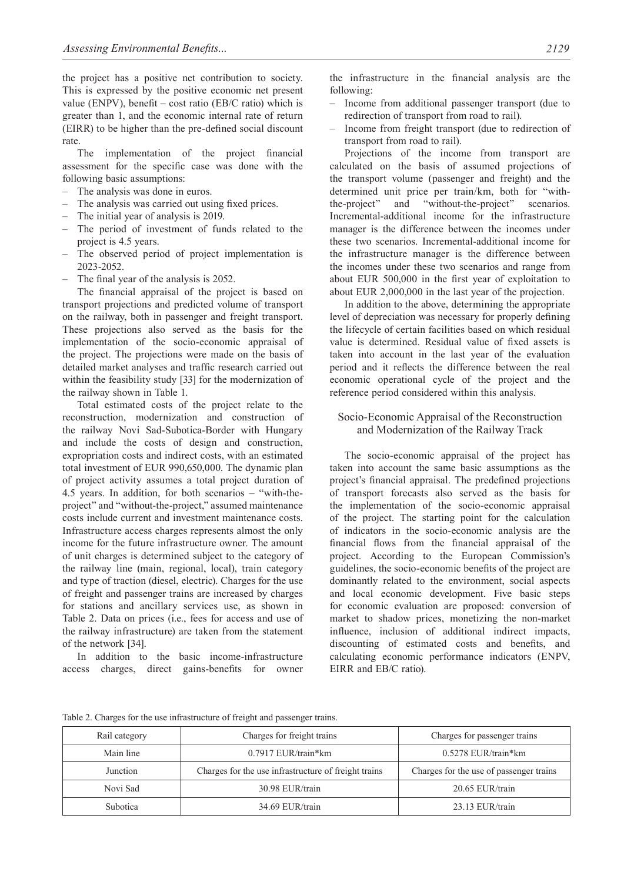the project has a positive net contribution to society. This is expressed by the positive economic net present value (ENPV), benefit – cost ratio (EB/C ratio) which is greater than 1, and the economic internal rate of return (EIRR) to be higher than the pre-defined social discount rate.

The implementation of the project financial assessment for the specific case was done with the following basic assumptions:

- The analysis was done in euros.
- The analysis was carried out using fixed prices.
- The initial year of analysis is 2019.
- The period of investment of funds related to the project is 4.5 years.
- The observed period of project implementation is 2023-2052.
- The final year of the analysis is 2052.

The financial appraisal of the project is based on transport projections and predicted volume of transport on the railway, both in passenger and freight transport. These projections also served as the basis for the implementation of the socio-economic appraisal of the project. The projections were made on the basis of detailed market analyses and traffic research carried out within the feasibility study [33] for the modernization of the railway shown in Table 1.

Total estimated costs of the project relate to the reconstruction, modernization and construction of the railway Novi Sad-Subotica-Border with Hungary and include the costs of design and construction, expropriation costs and indirect costs, with an estimated total investment of EUR 990,650,000. The dynamic plan of project activity assumes a total project duration of 4.5 years. In addition, for both scenarios – "with-the-project" and "without-the-project," assumed maintenance costs include current and investment maintenance costs. Infrastructure access charges represents almost the only income for the future infrastructure owner. The amount of unit charges is determined subject to the category of the railway line (main, regional, local), train category and type of traction (diesel, electric). Charges for the use of freight and passenger trains are increased by charges for stations and ancillary services use, as shown in Table 2. Data on prices (i.e., fees for access and use of the railway infrastructure) are taken from the statement of the network [34].

In addition to the basic income-infrastructure access charges, direct gains-benefits for owner the infrastructure in the financial analysis are the following:

- Income from additional passenger transport (due to redirection of transport from road to rail).
- Income from freight transport (due to redirection of transport from road to rail).

Projections of the income from transport are calculated on the basis of assumed projections of the transport volume (passenger and freight) and the determined unit price per train/km, both for "with-the-project" and "without-the-project" scenarios. Incremental-additional income for the infrastructure manager is the difference between the incomes under these two scenarios. Incremental-additional income for the infrastructure manager is the difference between the incomes under these two scenarios and range from about EUR 500,000 in the first year of exploitation to about EUR 2,000,000 in the last year of the projection.

In addition to the above, determining the appropriate level of depreciation was necessary for properly defining the lifecycle of certain facilities based on which residual value is determined. Residual value of fixed assets is taken into account in the last year of the evaluation period and it reflects the difference between the real economic operational cycle of the project and the reference period considered within this analysis.

## Socio-Economic Appraisal of the Reconstruction and Modernization of the Railway Track

The socio-economic appraisal of the project has taken into account the same basic assumptions as the project's financial appraisal. The predefined projections of transport forecasts also served as the basis for the implementation of the socio-economic appraisal of the project. The starting point for the calculation of indicators in the socio-economic analysis are the financial flows from the financial appraisal of the project. According to the European Commission's guidelines, the socio-economic benefits of the project are dominantly related to the environment, social aspects and local economic development. Five basic steps for economic evaluation are proposed: conversion of market to shadow prices, monetizing the non-market influence, inclusion of additional indirect impacts, discounting of estimated costs and benefits, and calculating economic performance indicators (ENPV, EIRR and EB/C ratio).

Table 2. Charges for the use infrastructure of freight and passenger trains.

| Rail category | Charges for freight trains | Charges for passenger trains |
|---|---|---|
| Main line | 0.7917 EUR/train*km | 0.5278 EUR/train*km |
| Junction | Charges for the use infrastructure of freight trains | Charges for the use of passenger trains |
| Novi Sad | 30.98 EUR/train | 20.65 EUR/train |
| Subotica | 34.69 EUR/train | 23.13 EUR/train |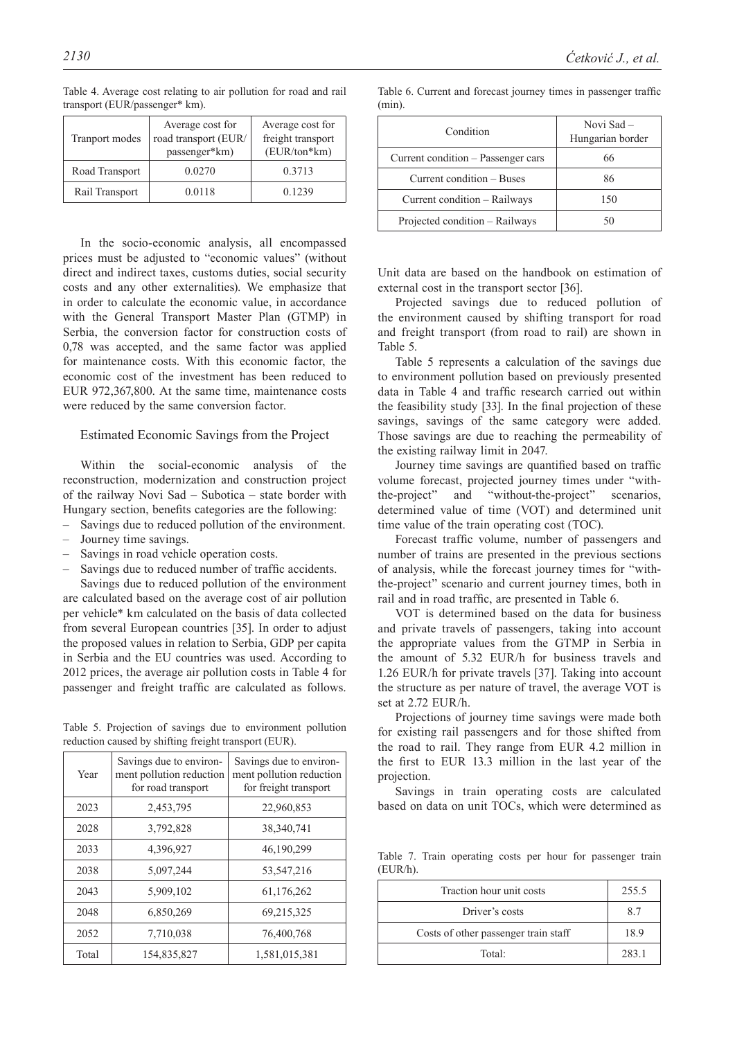Table 4. Average cost relating to air pollution for road and rail transport (EUR/passenger* km).

| Tranport modes | Average cost for road transport (EUR/passenger*km) | Average cost for freight transport (EUR/ton*km) |
|---|---|---|
| Road Transport | 0.0270 | 0.3713 |
| Rail Transport | 0.0118 | 0.1239 |

In the socio-economic analysis, all encompassed prices must be adjusted to "economic values" (without direct and indirect taxes, customs duties, social security costs and any other externalities). We emphasize that in order to calculate the economic value, in accordance with the General Transport Master Plan (GTMP) in Serbia, the conversion factor for construction costs of 0,78 was accepted, and the same factor was applied for maintenance costs. With this economic factor, the economic cost of the investment has been reduced to EUR 972,367,800. At the same time, maintenance costs were reduced by the same conversion factor.

## Estimated Economic Savings from the Project

Within the social-economic analysis of the reconstruction, modernization and construction project of the railway Novi Sad – Subotica – state border with Hungary section, benefits categories are the following:

- Savings due to reduced pollution of the environment.
- Journey time savings.
- Savings in road vehicle operation costs.
- Savings due to reduced number of traffic accidents.

Savings due to reduced pollution of the environment are calculated based on the average cost of air pollution per vehicle* km calculated on the basis of data collected from several European countries [35]. In order to adjust the proposed values in relation to Serbia, GDP per capita in Serbia and the EU countries was used. According to 2012 prices, the average air pollution costs in Table 4 for passenger and freight traffic are calculated as follows.

Table 5. Projection of savings due to environment pollution reduction caused by shifting freight transport (EUR).

| Year | Savings due to environment pollution reduction for road transport | Savings due to environment pollution reduction for freight transport |
|---|---|---|
| 2023 | 2,453,795 | 22,960,853 |
| 2028 | 3,792,828 | 38,340,741 |
| 2033 | 4,396,927 | 46,190,299 |
| 2038 | 5,097,244 | 53,547,216 |
| 2043 | 5,909,102 | 61,176,262 |
| 2048 | 6,850,269 | 69,215,325 |
| 2052 | 7,710,038 | 76,400,768 |
| Total | 154,835,827 | 1,581,015,381 |

Table 6. Current and forecast journey times in passenger traffic (min).

| Condition | Novi Sad – Hungarian border |
|---|---|
| Current condition – Passenger cars | 66 |
| Current condition – Buses | 86 |
| Current condition – Railways | 150 |
| Projected condition – Railways | 50 |

Unit data are based on the handbook on estimation of external cost in the transport sector [36].

Projected savings due to reduced pollution of the environment caused by shifting transport for road and freight transport (from road to rail) are shown in Table 5.

Table 5 represents a calculation of the savings due to environment pollution based on previously presented data in Table 4 and traffic research carried out within the feasibility study [33]. In the final projection of these savings, savings of the same category were added. Those savings are due to reaching the permeability of the existing railway limit in 2047.

Journey time savings are quantified based on traffic volume forecast, projected journey times under "with-the-project" and "without-the-project" scenarios, determined value of time (VOT) and determined unit time value of the train operating cost (TOC).

Forecast traffic volume, number of passengers and number of trains are presented in the previous sections of analysis, while the forecast journey times for "with-the-project" scenario and current journey times, both in rail and in road traffic, are presented in Table 6.

VOT is determined based on the data for business and private travels of passengers, taking into account the appropriate values from the GTMP in Serbia in the amount of 5.32 EUR/h for business travels and 1.26 EUR/h for private travels [37]. Taking into account the structure as per nature of travel, the average VOT is set at 2.72 EUR/h.

Projections of journey time savings were made both for existing rail passengers and for those shifted from the road to rail. They range from EUR 4.2 million in the first to EUR 13.3 million in the last year of the projection.

Savings in train operating costs are calculated based on data on unit TOCs, which were determined as

Table 7. Train operating costs per hour for passenger train (EUR/h).

| | |
|---|---|
| Traction hour unit costs | 255.5 |
| Driver's costs | 8.7 |
| Costs of other passenger train staff | 18.9 |
| Total: | 283.1 |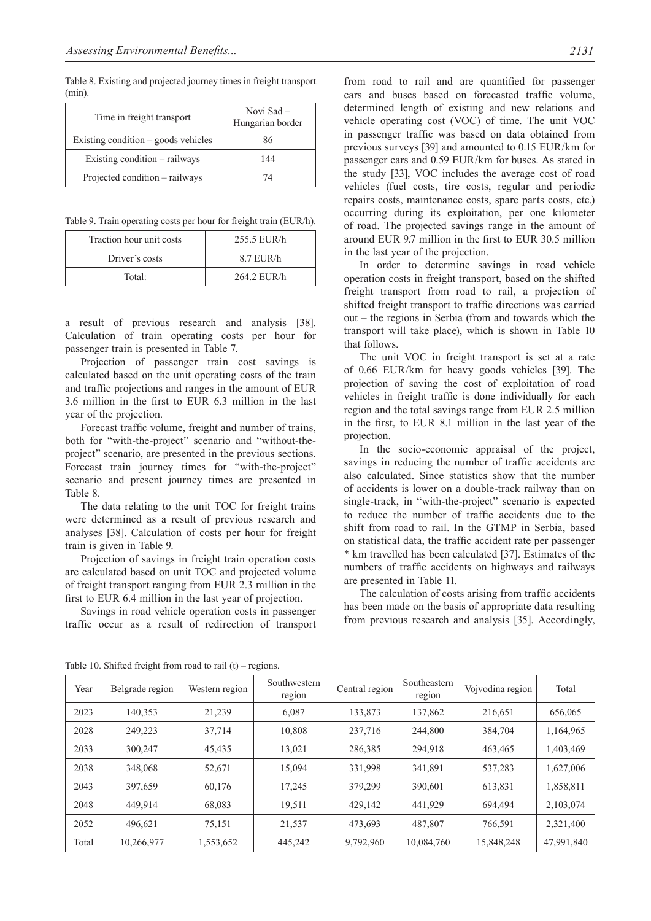Table 8. Existing and projected journey times in freight transport (min).

| Time in freight transport | Novi Sad – Hungarian border |
|---|---|
| Existing condition – goods vehicles | 86 |
| Existing condition – railways | 144 |
| Projected condition – railways | 74 |

Table 9. Train operating costs per hour for freight train (EUR/h).

| Traction hour unit costs | 255.5 EUR/h |
|---|---|
| Driver's costs | 8.7 EUR/h |
| Total: | 264.2 EUR/h |

a result of previous research and analysis [38]. Calculation of train operating costs per hour for passenger train is presented in Table 7.

Projection of passenger train cost savings is calculated based on the unit operating costs of the train and traffic projections and ranges in the amount of EUR 3.6 million in the first to EUR 6.3 million in the last year of the projection.

Forecast traffic volume, freight and number of trains, both for "with-the-project" scenario and "without-the-project" scenario, are presented in the previous sections. Forecast train journey times for "with-the-project" scenario and present journey times are presented in Table 8.

The data relating to the unit TOC for freight trains were determined as a result of previous research and analyses [38]. Calculation of costs per hour for freight train is given in Table 9.

Projection of savings in freight train operation costs are calculated based on unit TOC and projected volume of freight transport ranging from EUR 2.3 million in the first to EUR 6.4 million in the last year of projection.

Savings in road vehicle operation costs in passenger traffic occur as a result of redirection of transport from road to rail and are quantified for passenger cars and buses based on forecasted traffic volume, determined length of existing and new relations and vehicle operating cost (VOC) of time. The unit VOC in passenger traffic was based on data obtained from previous surveys [39] and amounted to 0.15 EUR/km for passenger cars and 0.59 EUR/km for buses. As stated in the study [33], VOC includes the average cost of road vehicles (fuel costs, tire costs, regular and periodic repairs costs, maintenance costs, spare parts costs, etc.) occurring during its exploitation, per one kilometer of road. The projected savings range in the amount of around EUR 9.7 million in the first to EUR 30.5 million in the last year of the projection.

In order to determine savings in road vehicle operation costs in freight transport, based on the shifted freight transport from road to rail, a projection of shifted freight transport to traffic directions was carried out – the regions in Serbia (from and towards which the transport will take place), which is shown in Table 10 that follows.

The unit VOC in freight transport is set at a rate of 0.66 EUR/km for heavy goods vehicles [39]. The projection of saving the cost of exploitation of road vehicles in freight traffic is done individually for each region and the total savings range from EUR 2.5 million in the first, to EUR 8.1 million in the last year of the projection.

In the socio-economic appraisal of the project, savings in reducing the number of traffic accidents are also calculated. Since statistics show that the number of accidents is lower on a double-track railway than on single-track, in "with-the-project" scenario is expected to reduce the number of traffic accidents due to the shift from road to rail. In the GTMP in Serbia, based on statistical data, the traffic accident rate per passenger * km travelled has been calculated [37]. Estimates of the numbers of traffic accidents on highways and railways are presented in Table 11.

The calculation of costs arising from traffic accidents has been made on the basis of appropriate data resulting from previous research and analysis [35]. Accordingly,

Table 10. Shifted freight from road to rail (t) – regions.

| Year | Belgrade region | Western region | Southwestern region | Central region | Southeastern region | Vojvodina region | Total |
|---|---|---|---|---|---|---|---|
| 2023 | 140,353 | 21,239 | 6,087 | 133,873 | 137,862 | 216,651 | 656,065 |
| 2028 | 249,223 | 37,714 | 10,808 | 237,716 | 244,800 | 384,704 | 1,164,965 |
| 2033 | 300,247 | 45,435 | 13,021 | 286,385 | 294,918 | 463,465 | 1,403,469 |
| 2038 | 348,068 | 52,671 | 15,094 | 331,998 | 341,891 | 537,283 | 1,627,006 |
| 2043 | 397,659 | 60,176 | 17,245 | 379,299 | 390,601 | 613,831 | 1,858,811 |
| 2048 | 449,914 | 68,083 | 19,511 | 429,142 | 441,929 | 694,494 | 2,103,074 |
| 2052 | 496,621 | 75,151 | 21,537 | 473,693 | 487,807 | 766,591 | 2,321,400 |
| Total | 10,266,977 | 1,553,652 | 445,242 | 9,792,960 | 10,084,760 | 15,848,248 | 47,991,840 |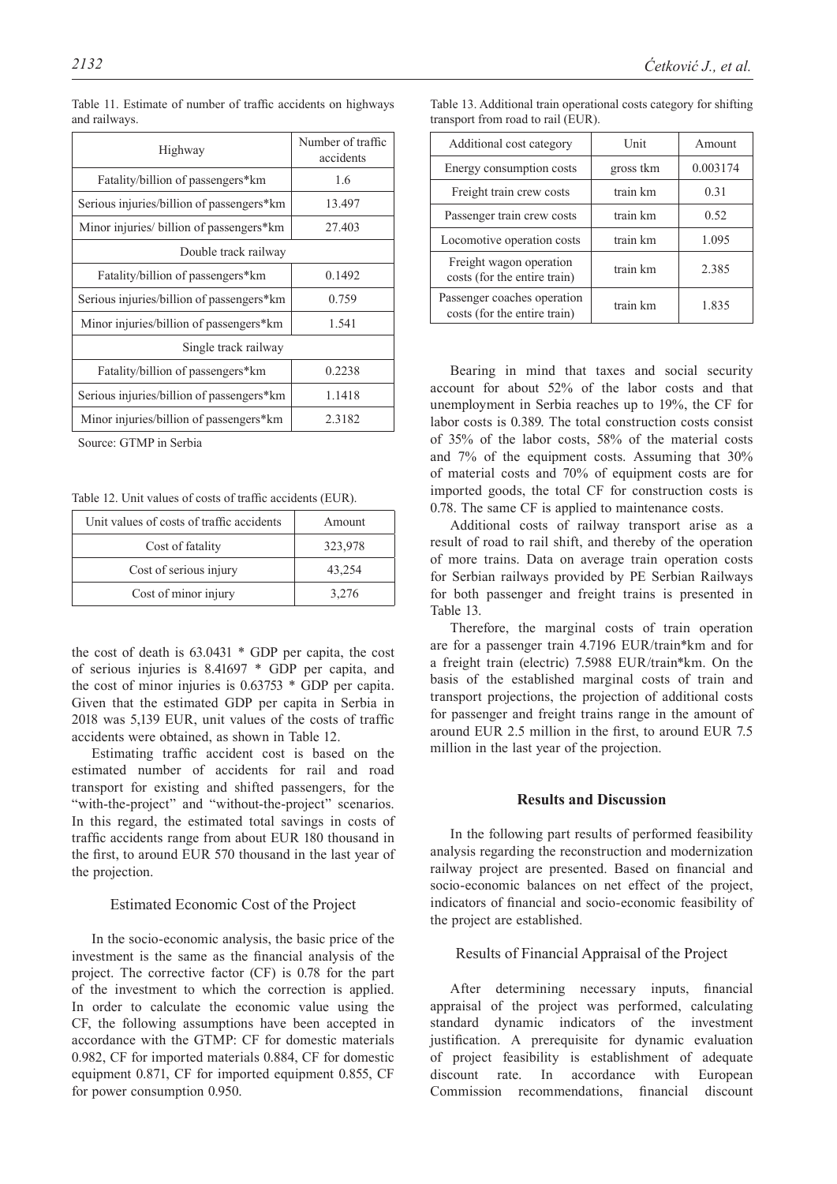Table 11. Estimate of number of traffic accidents on highways and railways.

| Highway | Number of traffic accidents |
|---|---|
| Fatality/billion of passengers*km | 1.6 |
| Serious injuries/billion of passengers*km | 13.497 |
| Minor injuries/ billion of passengers*km | 27.403 |
| Double track railway | |
| Fatality/billion of passengers*km | 0.1492 |
| Serious injuries/billion of passengers*km | 0.759 |
| Minor injuries/billion of passengers*km | 1.541 |
| Single track railway | |
| Fatality/billion of passengers*km | 0.2238 |
| Serious injuries/billion of passengers*km | 1.1418 |
| Minor injuries/billion of passengers*km | 2.3182 |

Source: GTMP in Serbia

Table 12. Unit values of costs of traffic accidents (EUR).

| Unit values of costs of traffic accidents | Amount |
|---|---|
| Cost of fatality | 323,978 |
| Cost of serious injury | 43,254 |
| Cost of minor injury | 3,276 |

the cost of death is 63.0431 * GDP per capita, the cost of serious injuries is 8.41697 * GDP per capita, and the cost of minor injuries is 0.63753 * GDP per capita. Given that the estimated GDP per capita in Serbia in 2018 was 5,139 EUR, unit values of the costs of traffic accidents were obtained, as shown in Table 12.

Estimating traffic accident cost is based on the estimated number of accidents for rail and road transport for existing and shifted passengers, for the "with-the-project" and "without-the-project" scenarios. In this regard, the estimated total savings in costs of traffic accidents range from about EUR 180 thousand in the first, to around EUR 570 thousand in the last year of the projection.

### Estimated Economic Cost of the Project

In the socio-economic analysis, the basic price of the investment is the same as the financial analysis of the project. The corrective factor (CF) is 0.78 for the part of the investment to which the correction is applied. In order to calculate the economic value using the CF, the following assumptions have been accepted in accordance with the GTMP: CF for domestic materials 0.982, CF for imported materials 0.884, CF for domestic equipment 0.871, CF for imported equipment 0.855, CF for power consumption 0.950.

Table 13. Additional train operational costs category for shifting transport from road to rail (EUR).

| Additional cost category | Unit | Amount |
|---|---|---|
| Energy consumption costs | gross tkm | 0.003174 |
| Freight train crew costs | train km | 0.31 |
| Passenger train crew costs | train km | 0.52 |
| Locomotive operation costs | train km | 1.095 |
| Freight wagon operation costs (for the entire train) | train km | 2.385 |
| Passenger coaches operation costs (for the entire train) | train km | 1.835 |

Bearing in mind that taxes and social security account for about 52% of the labor costs and that unemployment in Serbia reaches up to 19%, the CF for labor costs is 0.389. The total construction costs consist of 35% of the labor costs, 58% of the material costs and 7% of the equipment costs. Assuming that 30% of material costs and 70% of equipment costs are for imported goods, the total CF for construction costs is 0.78. The same CF is applied to maintenance costs.

Additional costs of railway transport arise as a result of road to rail shift, and thereby of the operation of more trains. Data on average train operation costs for Serbian railways provided by PE Serbian Railways for both passenger and freight trains is presented in Table 13.

Therefore, the marginal costs of train operation are for a passenger train 4.7196 EUR/train*km and for a freight train (electric) 7.5988 EUR/train*km. On the basis of the established marginal costs of train and transport projections, the projection of additional costs for passenger and freight trains range in the amount of around EUR 2.5 million in the first, to around EUR 7.5 million in the last year of the projection.

## Results and Discussion

In the following part results of performed feasibility analysis regarding the reconstruction and modernization railway project are presented. Based on financial and socio-economic balances on net effect of the project, indicators of financial and socio-economic feasibility of the project are established.

### Results of Financial Appraisal of the Project

After determining necessary inputs, financial appraisal of the project was performed, calculating standard dynamic indicators of the investment justification. A prerequisite for dynamic evaluation of project feasibility is establishment of adequate discount rate. In accordance with European Commission recommendations, financial discount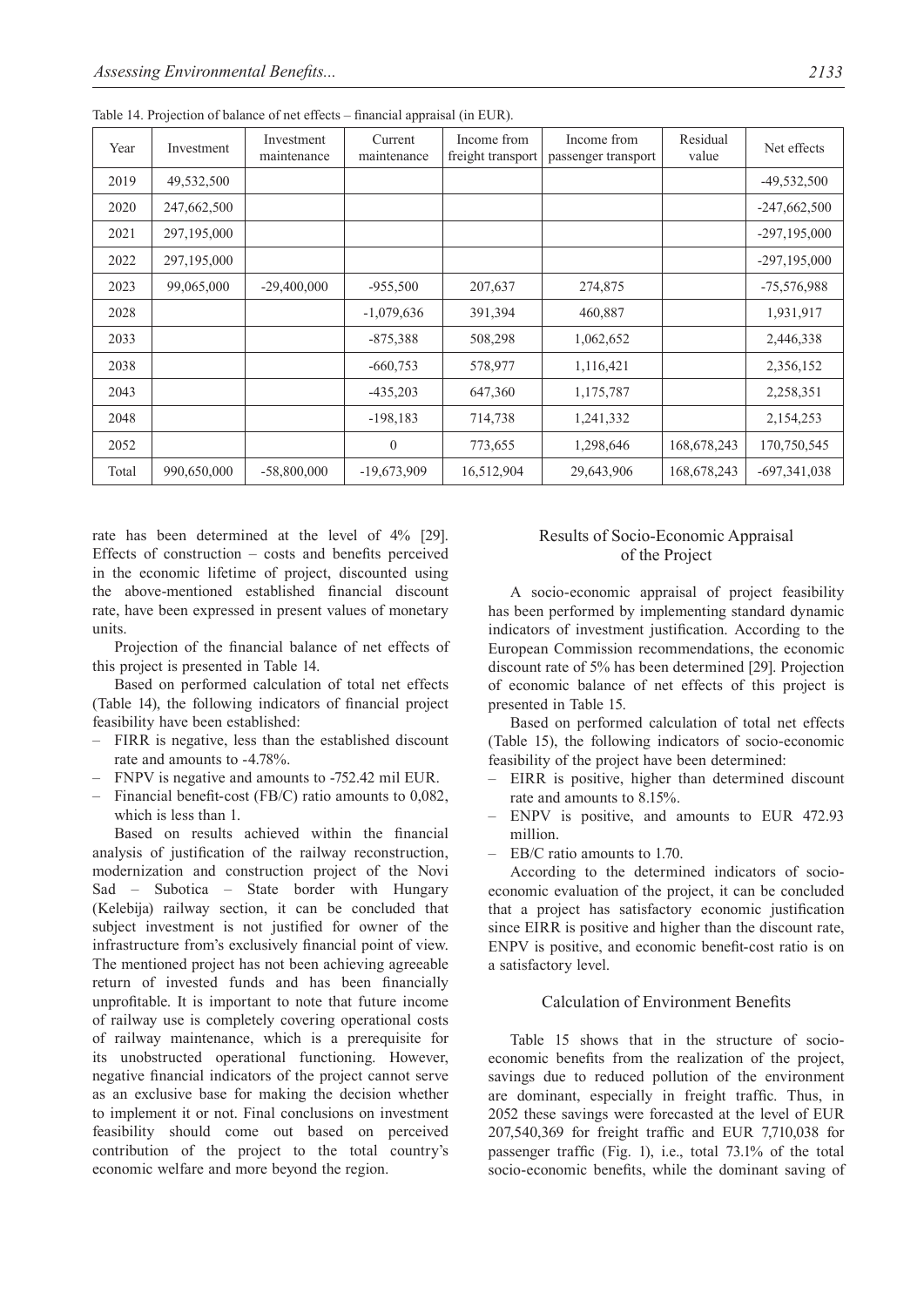Table 14. Projection of balance of net effects – financial appraisal (in EUR).

| Year | Investment | Investment maintenance | Current maintenance | Income from freight transport | Income from passenger transport | Residual value | Net effects |
|---|---|---|---|---|---|---|---|
| 2019 | 49,532,500 | | | | | | -49,532,500 |
| 2020 | 247,662,500 | | | | | | -247,662,500 |
| 2021 | 297,195,000 | | | | | | -297,195,000 |
| 2022 | 297,195,000 | | | | | | -297,195,000 |
| 2023 | 99,065,000 | -29,400,000 | -955,500 | 207,637 | 274,875 | | -75,576,988 |
| 2028 | | | -1,079,636 | 391,394 | 460,887 | | 1,931,917 |
| 2033 | | | -875,388 | 508,298 | 1,062,652 | | 2,446,338 |
| 2038 | | | -660,753 | 578,977 | 1,116,421 | | 2,356,152 |
| 2043 | | | -435,203 | 647,360 | 1,175,787 | | 2,258,351 |
| 2048 | | | -198,183 | 714,738 | 1,241,332 | | 2,154,253 |
| 2052 | | | 0 | 773,655 | 1,298,646 | 168,678,243 | 170,750,545 |
| Total | 990,650,000 | -58,800,000 | -19,673,909 | 16,512,904 | 29,643,906 | 168,678,243 | -697,341,038 |

rate has been determined at the level of 4% [29]. Effects of construction – costs and benefits perceived in the economic lifetime of project, discounted using the above-mentioned established financial discount rate, have been expressed in present values of monetary units.

Projection of the financial balance of net effects of this project is presented in Table 14.

Based on performed calculation of total net effects (Table 14), the following indicators of financial project feasibility have been established:

- FIRR is negative, less than the established discount rate and amounts to -4.78%.
- FNPV is negative and amounts to -752.42 mil EUR.
- Financial benefit-cost (FB/C) ratio amounts to 0,082, which is less than 1.

Based on results achieved within the financial analysis of justification of the railway reconstruction, modernization and construction project of the Novi Sad – Subotica – State border with Hungary (Kelebija) railway section, it can be concluded that subject investment is not justified for owner of the infrastructure from's exclusively financial point of view. The mentioned project has not been achieving agreeable return of invested funds and has been financially unprofitable. It is important to note that future income of railway use is completely covering operational costs of railway maintenance, which is a prerequisite for its unobstructed operational functioning. However, negative financial indicators of the project cannot serve as an exclusive base for making the decision whether to implement it or not. Final conclusions on investment feasibility should come out based on perceived contribution of the project to the total country's economic welfare and more beyond the region.

## Results of Socio-Economic Appraisal of the Project

A socio-economic appraisal of project feasibility has been performed by implementing standard dynamic indicators of investment justification. According to the European Commission recommendations, the economic discount rate of 5% has been determined [29]. Projection of economic balance of net effects of this project is presented in Table 15.

Based on performed calculation of total net effects (Table 15), the following indicators of socio-economic feasibility of the project have been determined:

- EIRR is positive, higher than determined discount rate and amounts to 8.15%.
- ENPV is positive, and amounts to EUR 472.93 million.
- EB/C ratio amounts to 1.70.

According to the determined indicators of socio-economic evaluation of the project, it can be concluded that a project has satisfactory economic justification since EIRR is positive and higher than the discount rate, ENPV is positive, and economic benefit-cost ratio is on a satisfactory level.

## Calculation of Environment Benefits

Table 15 shows that in the structure of socio-economic benefits from the realization of the project, savings due to reduced pollution of the environment are dominant, especially in freight traffic. Thus, in 2052 these savings were forecasted at the level of EUR 207,540,369 for freight traffic and EUR 7,710,038 for passenger traffic (Fig. 1), i.e., total 73.1% of the total socio-economic benefits, while the dominant saving of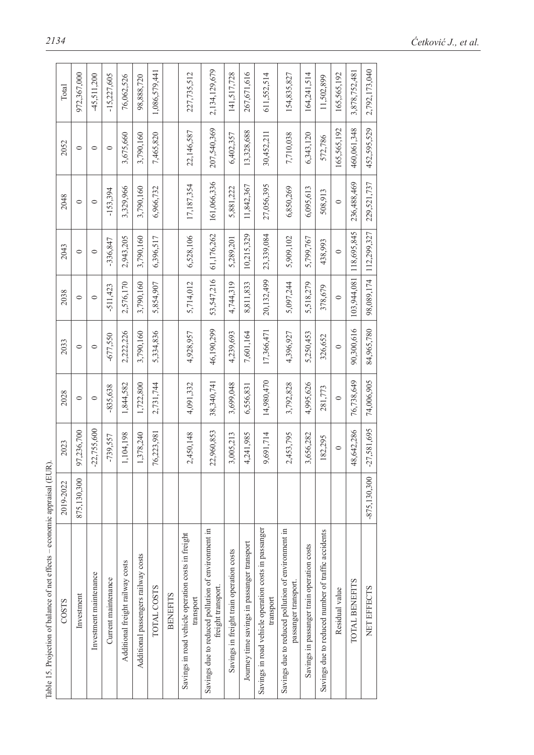Table 15. Projection of balance of net effects – economic appraisal (EUR).

| COSTS | 2019-2022 | 2023 | 2028 | 2033 | 2038 | 2043 | 2048 | 2052 | Total |
|---|---|---|---|---|---|---|---|---|---|
| Investment | 875,130,300 | 97,236,700 | 0 | 0 | 0 | 0 | 0 | 0 | 972,367,000 |
| Investment maintenance | | -22,755,600 | 0 | 0 | 0 | 0 | 0 | 0 | -45,511,200 |
| Current maintenance | | -739,557 | -835,638 | -677,550 | -511,423 | -336,847 | -153,394 | 0 | -15,227,605 |
| Additional freight railway costs | | 1,104,198 | 1,844,582 | 2,222,226 | 2,576,170 | 2,943,205 | 3,329,966 | 3,675,660 | 76,062,526 |
| Additional passengers railway costs | | 1,378,240 | 1,722,800 | 3,790,160 | 3,790,160 | 3,790,160 | 3,790,160 | 3,790,160 | 98,888,720 |
| TOTAL COSTS | | 76,223,981 | 2,731,744 | 5,334,836 | 5,854,907 | 6,396,517 | 6,966,732 | 7,465,820 | 1,086,579,441 |
| BENEFITS | | | | | | | | | |
| Savings in road vehicle operation costs in freight transport | | 2,450,148 | 4,091,332 | 4,928,957 | 5,714,012 | 6,528,106 | 17,187,354 | 22,146,587 | 227,735,512 |
| Savings due to reduced pollution of environment in freight transport. | | 22,960,853 | 38,340,741 | 46,190,299 | 53,547,216 | 61,176,262 | 161,066,336 | 207,540,369 | 2,134,129,679 |
| Savings in freight train operation costs | | 3,005,213 | 3,699,048 | 4,239,693 | 4,744,319 | 5,289,201 | 5,881,222 | 6,402,357 | 141,517,728 |
| Journey time savings in passenger transport | | 4,241,985 | 6,556,831 | 7,601,164 | 8,811,833 | 10,215,329 | 11,842,367 | 13,328,688 | 267,671,616 |
| Savings in road vehicle operation costs in passanger transport | | 9,691,714 | 14,980,470 | 17,366,471 | 20,132,499 | 23,339,084 | 27,056,395 | 30,452,211 | 611,552,514 |
| Savings due to reduced pollution of environment in passanger transport. | | 2,453,795 | 3,792,828 | 4,396,927 | 5,097,244 | 5,909,102 | 6,850,269 | 7,710,038 | 154,835,827 |
| Savings in passanger train operation costs | | 3,656,282 | 4,995,626 | 5,250,453 | 5,518,279 | 5,799,767 | 6,095,613 | 6,343,120 | 164,241,514 |
| Savings due to reduced number of traffic accidents | | 182,295 | 281,773 | 326,652 | 378,679 | 438,993 | 508,913 | 572,786 | 11,502,899 |
| Residual value | | 0 | 0 | 0 | 0 | 0 | 0 | 165,565,192 | 165,565,192 |
| TOTAL BENEFITS | | 48,642,286 | 76,738,649 | 90,300,616 | 103,944,081 | 118,695,845 | 236,488,469 | 460,061,348 | 3,878,752,481 |
| NET EFFECTS | -875,130,300 | -27,581,695 | 74,006,905 | 84,965,780 | 98,089,174 | 112,299,327 | 229,521,737 | 452,595,529 | 2,792,173,040 |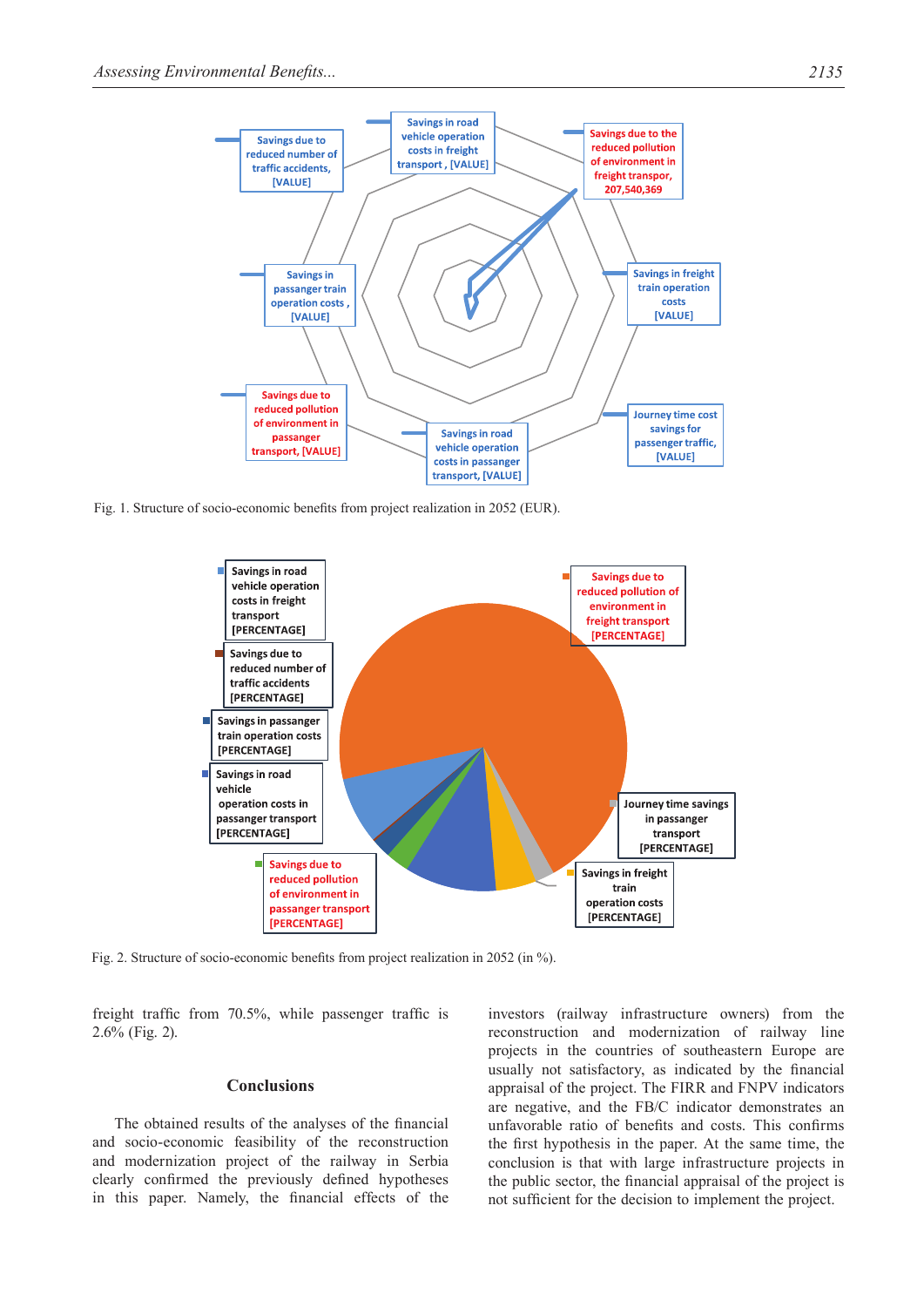Fig. 1. Structure of socio-economic benefits from project realization in 2052 (EUR).

Fig. 2. Structure of socio-economic benefits from project realization in 2052 (in %).

freight traffic from 70.5%, while passenger traffic is 2.6% (Fig. 2).

## Conclusions

The obtained results of the analyses of the financial and socio-economic feasibility of the reconstruction and modernization project of the railway in Serbia clearly confirmed the previously defined hypotheses in this paper. Namely, the financial effects of the investors (railway infrastructure owners) from the reconstruction and modernization of railway line projects in the countries of southeastern Europe are usually not satisfactory, as indicated by the financial appraisal of the project. The FIRR and FNPV indicators are negative, and the FB/C indicator demonstrates an unfavorable ratio of benefits and costs. This confirms the first hypothesis in the paper. At the same time, the conclusion is that with large infrastructure projects in the public sector, the financial appraisal of the project is not sufficient for the decision to implement the project.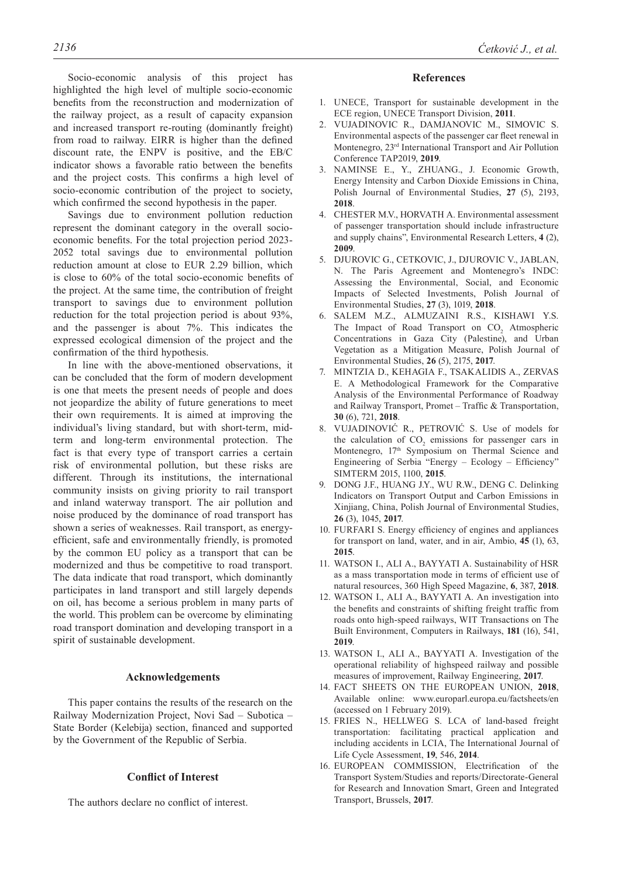Socio-economic analysis of this project has highlighted the high level of multiple socio-economic benefits from the reconstruction and modernization of the railway project, as a result of capacity expansion and increased transport re-routing (dominantly freight) from road to railway. EIRR is higher than the defined discount rate, the ENPV is positive, and the EB/C indicator shows a favorable ratio between the benefits and the project costs. This confirms a high level of socio-economic contribution of the project to society, which confirmed the second hypothesis in the paper.

Savings due to environment pollution reduction represent the dominant category in the overall socio-economic benefits. For the total projection period 2023-2052 total savings due to environmental pollution reduction amount at close to EUR 2.29 billion, which is close to 60% of the total socio-economic benefits of the project. At the same time, the contribution of freight transport to savings due to environment pollution reduction for the total projection period is about 93%, and the passenger is about 7%. This indicates the expressed ecological dimension of the project and the confirmation of the third hypothesis.

In line with the above-mentioned observations, it can be concluded that the form of modern development is one that meets the present needs of people and does not jeopardize the ability of future generations to meet their own requirements. It is aimed at improving the individual's living standard, but with short-term, mid-term and long-term environmental protection. The fact is that every type of transport carries a certain risk of environmental pollution, but these risks are different. Through its institutions, the international community insists on giving priority to rail transport and inland waterway transport. The air pollution and noise produced by the dominance of road transport has shown a series of weaknesses. Rail transport, as energy-efficient, safe and environmentally friendly, is promoted by the common EU policy as a transport that can be modernized and thus be competitive to road transport. The data indicate that road transport, which dominantly participates in land transport and still largely depends on oil, has become a serious problem in many parts of the world. This problem can be overcome by eliminating road transport domination and developing transport in a spirit of sustainable development.

## Acknowledgements

This paper contains the results of the research on the Railway Modernization Project, Novi Sad – Subotica – State Border (Kelebija) section, financed and supported by the Government of the Republic of Serbia.

## Conflict of Interest

The authors declare no conflict of interest.

## References

1. UNECE, Transport for sustainable development in the ECE region, UNECE Transport Division, **2011**.
2. VUJADINOVIC R., DAMJANOVIC M., SIMOVIC S. Environmental aspects of the passenger car fleet renewal in Montenegro, 23rd International Transport and Air Pollution Conference TAP2019, **2019**.
3. NAMINSE E., Y., ZHUANG., J. Economic Growth, Energy Intensity and Carbon Dioxide Emissions in China, Polish Journal of Environmental Studies, **27** (5), 2193, **2018**.
4. CHESTER M.V., HORVATH A. Environmental assessment of passenger transportation should include infrastructure and supply chains", Environmental Research Letters, **4** (2), **2009**.
5. DJUROVIC G., CETKOVIC, J., DJUROVIC V., JABLAN, N. The Paris Agreement and Montenegro's INDC: Assessing the Environmental, Social, and Economic Impacts of Selected Investments, Polish Journal of Environmental Studies, **27** (3), 1019, **2018**.
6. SALEM M.Z., ALMUZAINI R.S., KISHAWI Y.S. The Impact of Road Transport on $CO_2$ Atmospheric Concentrations in Gaza City (Palestine), and Urban Vegetation as a Mitigation Measure, Polish Journal of Environmental Studies, **26** (5), 2175, **2017**.
7. MINTZIA D., KEHAGIA F., TSAKALIDIS A., ZERVAS E. A Methodological Framework for the Comparative Analysis of the Environmental Performance of Roadway and Railway Transport, Promet – Traffic & Transportation, **30** (6), 721, **2018**.
8. VUJADINOVIĆ R., PETROVIĆ S. Use of models for the calculation of $CO_2$ emissions for passenger cars in Montenegro, 17th Symposium on Thermal Science and Engineering of Serbia "Energy – Ecology – Efficiency" SIMTERM 2015, 1100, **2015**.
9. DONG J.F., HUANG J.Y., WU R.W., DENG C. Delinking Indicators on Transport Output and Carbon Emissions in Xinjiang, China, Polish Journal of Environmental Studies, **26** (3), 1045, **2017**.
10. FURFARI S. Energy efficiency of engines and appliances for transport on land, water, and in air, Ambio, **45** (1), 63, **2015**.
11. WATSON I., ALI A., BAYYATI A. Sustainability of HSR as a mass transportation mode in terms of efficient use of natural resources, 360 High Speed Magazine, **6**, 387, **2018**.
12. WATSON I., ALI A., BAYYATI A. An investigation into the benefits and constraints of shifting freight traffic from roads onto high-speed railways, WIT Transactions on The Built Environment, Computers in Railways, **181** (16), 541, **2019**.
13. WATSON I., ALI A., BAYYATI A. Investigation of the operational reliability of highspeed railway and possible measures of improvement, Railway Engineering, **2017**.
14. FACT SHEETS ON THE EUROPEAN UNION, **2018**, Available online: www.europarl.europa.eu/factsheets/en (accessed on 1 February 2019).
15. FRIES N., HELLWEG S. LCA of land-based freight transportation: facilitating practical application and including accidents in LCIA, The International Journal of Life Cycle Assessment, **19**, 546, **2014**.
16. EUROPEAN COMMISSION, Electrification of the Transport System/Studies and reports/Directorate-General for Research and Innovation Smart, Green and Integrated Transport, Brussels, **2017**.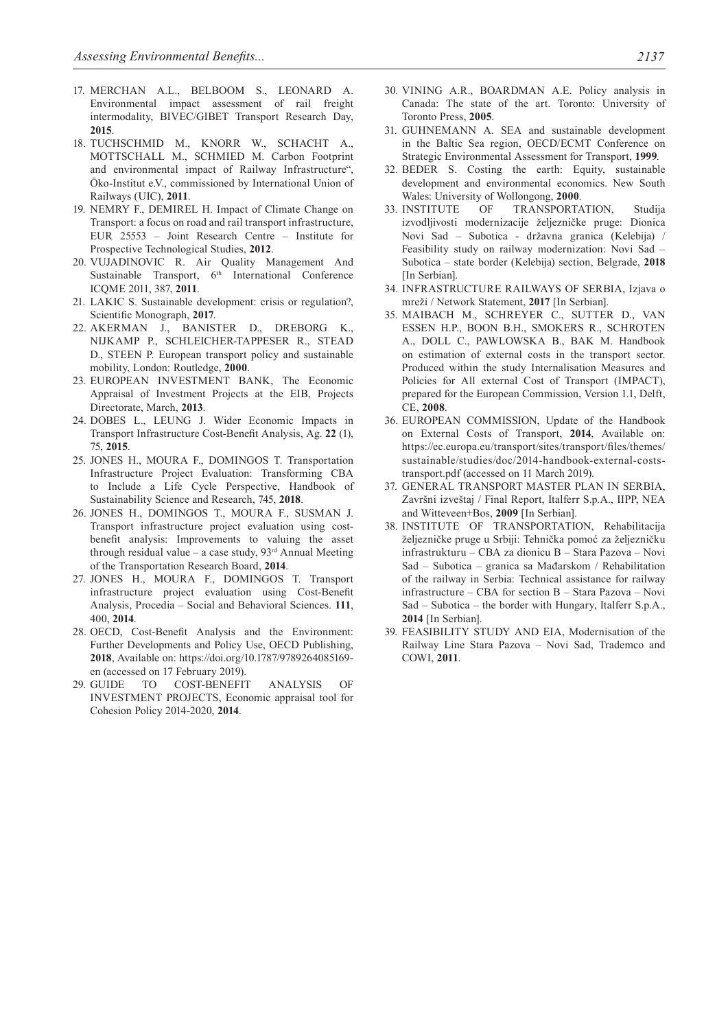17. MERCHAN A.L., BELBOOM S., LEONARD A. Environmental impact assessment of rail freight intermodality, BIVEC/GIBET Transport Research Day, **2015**.
18. TUCHSCHMID M., KNORR W., SCHACHT A., MOTTSCHALL M., SCHMIED M. Carbon Footprint and environmental impact of Railway Infrastructure", Öko-Institut e.V., commissioned by International Union of Railways (UIC), **2011**.
19. NEMRY F., DEMIREL H. Impact of Climate Change on Transport: a focus on road and rail transport infrastructure, EUR 25553 – Joint Research Centre – Institute for Prospective Technological Studies, **2012**.
20. VUJADINOVIC R. Air Quality Management And Sustainable Transport, 6th International Conference ICQME 2011, 387, **2011**.
21. LAKIC S. Sustainable development: crisis or regulation?, Scientific Monograph, **2017**.
22. AKERMAN J., BANISTER D., DREBORG K., NIJKAMP P., SCHLEICHER-TAPPESER R., STEAD D., STEEN P. European transport policy and sustainable mobility, London: Routledge, **2000**.
23. EUROPEAN INVESTMENT BANK, The Economic Appraisal of Investment Projects at the EIB, Projects Directorate, March, **2013**.
24. DOBES L., LEUNG J. Wider Economic Impacts in Transport Infrastructure Cost-Benefit Analysis, Ag. **22** (1), 75, **2015**.
25. JONES H., MOURA F., DOMINGOS T. Transportation Infrastructure Project Evaluation: Transforming CBA to Include a Life Cycle Perspective, Handbook of Sustainability Science and Research, 745, **2018**.
26. JONES H., DOMINGOS T., MOURA F., SUSMAN J. Transport infrastructure project evaluation using cost-benefit analysis: Improvements to valuing the asset through residual value – a case study, 93rd Annual Meeting of the Transportation Research Board, **2014**.
27. JONES H., MOURA F., DOMINGOS T. Transport infrastructure project evaluation using Cost-Benefit Analysis, Procedia – Social and Behavioral Sciences. **111**, 400, **2014**.
28. OECD, Cost-Benefit Analysis and the Environment: Further Developments and Policy Use, OECD Publishing, **2018**, Available on: https://doi.org/10.1787/9789264085169-en (accessed on 17 February 2019).
29. GUIDE TO COST-BENEFIT ANALYSIS OF INVESTMENT PROJECTS, Economic appraisal tool for Cohesion Policy 2014-2020, **2014**.
30. VINING A.R., BOARDMAN A.E. Policy analysis in Canada: The state of the art. Toronto: University of Toronto Press, **2005**.
31. GUHNEMANN A. SEA and sustainable development in the Baltic Sea region, OECD/ECMT Conference on Strategic Environmental Assessment for Transport, **1999**.
32. BEDER S. Costing the earth: Equity, sustainable development and environmental economics. New South Wales: University of Wollongong, **2000**.
33. INSTITUTE OF TRANSPORTATION, Studija izvodljivosti modernizacije železničke pruge: Dionica Novi Sad – Subotica - državna granica (Kelebija) / Feasibility study on railway modernization: Novi Sad – Subotica – state border (Kelebija) section, Belgrade, **2018** [In Serbian].
34. INFRASTRUCTURE RAILWAYS OF SERBIA, Izjava o mreži / Network Statement, **2017** [In Serbian].
35. MAIBACH M., SCHREYER C., SUTTER D., VAN ESSEN H.P., BOON B.H., SMOKERS R., SCHROTEN A., DOLL C., PAWLOWSKA B., BAK M. Handbook on estimation of external costs in the transport sector. Produced within the study Internalisation Measures and Policies for All external Cost of Transport (IMPACT), prepared for the European Commission, Version 1.1, Delft, CE, **2008**.
36. EUROPEAN COMMISSION, Update of the Handbook on External Costs of Transport, **2014**, Available on: https://ec.europa.eu/transport/sites/transport/files/themes/sustainable/studies/doc/2014-handbook-external-costs-transport.pdf (accessed on 11 March 2019).
37. GENERAL TRANSPORT MASTER PLAN IN SERBIA, Završni izveštaj / Final Report, Italferr S.p.A., IIPP, NEA and Witteveen+Bos, **2009** [In Serbian].
38. INSTITUTE OF TRANSPORTATION, Rehabilitacija železničke pruge u Srbiji: Tehnička pomoć za železničku infrastrukturu – CBA za dionicu B – Stara Pazova – Novi Sad – Subotica – granica sa Mađarskom / Rehabilitation of the railway in Serbia: Technical assistance for railway infrastructure – CBA for section B – Stara Pazova – Novi Sad – Subotica – the border with Hungary, Italferr S.p.A., **2014** [In Serbian].
39. FEASIBILITY STUDY AND EIA, Modernisation of the Railway Line Stara Pazova – Novi Sad, Trademco and COWI, **2011**.